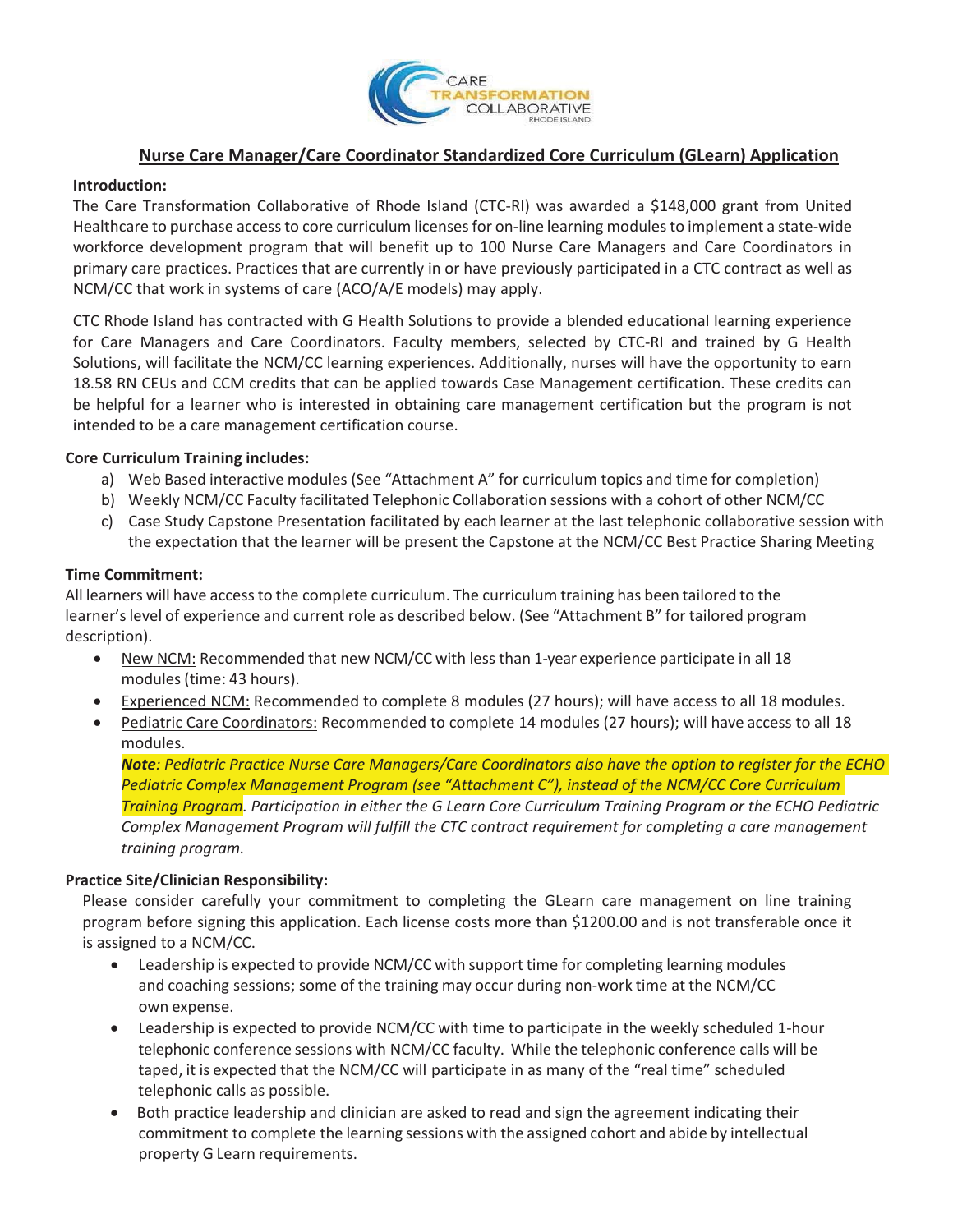# Nurse Care Manager/Care Coordinator Standardized Core Curriculum (GLearn) Application

**Introduction:**

The Care Transformation Collaborative of Rhode Island (CTC-RI) was awarded a $148,000 grant from United Healthcare to purchase access to core curriculum licenses for on-line learning modules to implement a state-wide workforce development program that will benefit up to 100 Nurse Care Managers and Care Coordinators in primary care practices. Practices that are currently in or have previously participated in a CTC contract as well as NCM/CC that work in systems of care (ACO/A/E models) may apply.

CTC Rhode Island has contracted with G Health Solutions to provide a blended educational learning experience for Care Managers and Care Coordinators. Faculty members, selected by CTC-RI and trained by G Health Solutions, will facilitate the NCM/CC learning experiences. Additionally, nurses will have the opportunity to earn 18.58 RN CEUs and CCM credits that can be applied towards Case Management certification. These credits can be helpful for a learner who is interested in obtaining care management certification but the program is not intended to be a care management certification course.

**Core Curriculum Training includes:**

a) Web Based interactive modules (See "Attachment A" for curriculum topics and time for completion)
b) Weekly NCM/CC Faculty facilitated Telephonic Collaboration sessions with a cohort of other NCM/CC
c) Case Study Capstone Presentation facilitated by each learner at the last telephonic collaborative session with the expectation that the learner will be present the Capstone at the NCM/CC Best Practice Sharing Meeting

**Time Commitment:**

All learners will have access to the complete curriculum. The curriculum training has been tailored to the learner's level of experience and current role as described below. (See "Attachment B" for tailored program description).

- New NCM: Recommended that new NCM/CC with less than 1-year experience participate in all 18 modules (time: 43 hours).
- Experienced NCM: Recommended to complete 8 modules (27 hours); will have access to all 18 modules.
- Pediatric Care Coordinators: Recommended to complete 14 modules (27 hours); will have access to all 18 modules.

  ***Note**: Pediatric Practice Nurse Care Managers/Care Coordinators also have the option to register for the ECHO Pediatric Complex Management Program (see "Attachment C"), instead of the NCM/CC Core Curriculum Training Program. Participation in either the G Learn Core Curriculum Training Program or the ECHO Pediatric Complex Management Program will fulfill the CTC contract requirement for completing a care management training program.*

**Practice Site/Clinician Responsibility:**

Please consider carefully your commitment to completing the GLearn care management on line training program before signing this application. Each license costs more than $1200.00 and is not transferable once it is assigned to a NCM/CC.

- Leadership is expected to provide NCM/CC with support time for completing learning modules and coaching sessions; some of the training may occur during non-work time at the NCM/CC own expense.
- Leadership is expected to provide NCM/CC with time to participate in the weekly scheduled 1-hour telephonic conference sessions with NCM/CC faculty. While the telephonic conference calls will be taped, it is expected that the NCM/CC will participate in as many of the "real time" scheduled telephonic calls as possible.
- Both practice leadership and clinician are asked to read and sign the agreement indicating their commitment to complete the learning sessions with the assigned cohort and abide by intellectual property G Learn requirements.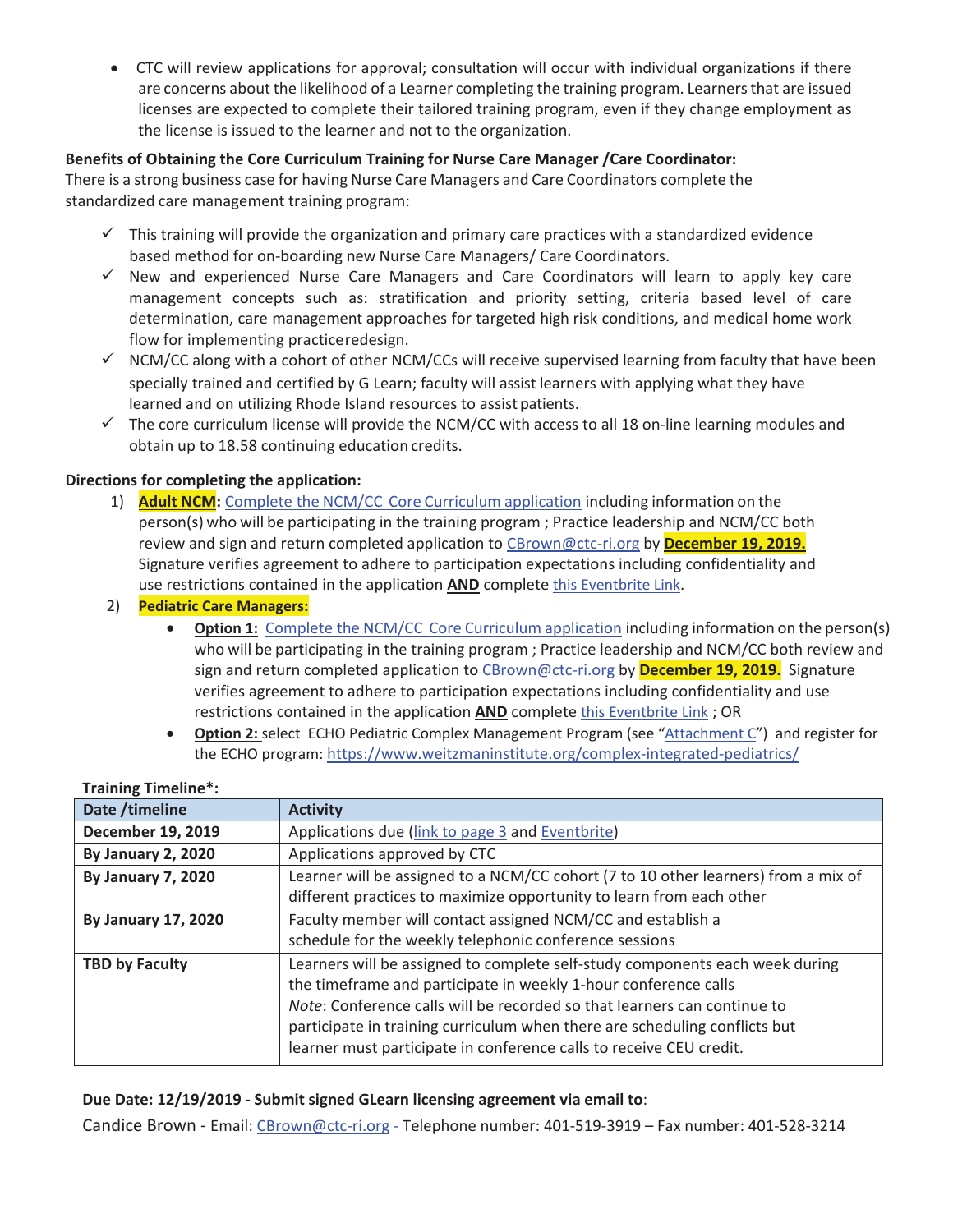- CTC will review applications for approval; consultation will occur with individual organizations if there are concerns about the likelihood of a Learner completing the training program. Learners that are issued licenses are expected to complete their tailored training program, even if they change employment as the license is issued to the learner and not to the organization.

**Benefits of Obtaining the Core Curriculum Training for Nurse Care Manager /Care Coordinator:**
There is a strong business case for having Nurse Care Managers and Care Coordinators complete the standardized care management training program:

- ✓ This training will provide the organization and primary care practices with a standardized evidence based method for on-boarding new Nurse Care Managers/ Care Coordinators.
- ✓ New and experienced Nurse Care Managers and Care Coordinators will learn to apply key care management concepts such as: stratification and priority setting, criteria based level of care determination, care management approaches for targeted high risk conditions, and medical home work flow for implementing practice redesign.
- ✓ NCM/CC along with a cohort of other NCM/CCs will receive supervised learning from faculty that have been specially trained and certified by G Learn; faculty will assist learners with applying what they have learned and on utilizing Rhode Island resources to assist patients.
- ✓ The core curriculum license will provide the NCM/CC with access to all 18 on-line learning modules and obtain up to 18.58 continuing education credits.

**Directions for completing the application:**

1) **Adult NCM:** Complete the NCM/CC Core Curriculum application including information on the person(s) who will be participating in the training program ; Practice leadership and NCM/CC both review and sign and return completed application to CBrown@ctc-ri.org by **December 19, 2019.** Signature verifies agreement to adhere to participation expectations including confidentiality and use restrictions contained in the application **AND** complete this Eventbrite Link.
2) **Pediatric Care Managers:**
   - **Option 1:** Complete the NCM/CC Core Curriculum application including information on the person(s) who will be participating in the training program ; Practice leadership and NCM/CC both review and sign and return completed application to CBrown@ctc-ri.org by **December 19, 2019.** Signature verifies agreement to adhere to participation expectations including confidentiality and use restrictions contained in the application **AND** complete this Eventbrite Link ; OR
   - **Option 2:** select ECHO Pediatric Complex Management Program (see "Attachment C") and register for the ECHO program: https://www.weitzmaninstitute.org/complex-integrated-pediatrics/

**Training Timeline*:**

| Date /timeline | Activity |
|---|---|
| **December 19, 2019** | Applications due (link to page 3 and Eventbrite) |
| **By January 2, 2020** | Applications approved by CTC |
| **By January 7, 2020** | Learner will be assigned to a NCM/CC cohort (7 to 10 other learners) from a mix of different practices to maximize opportunity to learn from each other |
| **By January 17, 2020** | Faculty member will contact assigned NCM/CC and establish a schedule for the weekly telephonic conference sessions |
| **TBD by Faculty** | Learners will be assigned to complete self-study components each week during the timeframe and participate in weekly 1-hour conference calls<br>*Note*: Conference calls will be recorded so that learners can continue to participate in training curriculum when there are scheduling conflicts but learner must participate in conference calls to receive CEU credit. |

**Due Date: 12/19/2019 - Submit signed GLearn licensing agreement via email to**:
Candice Brown - Email: CBrown@ctc-ri.org - Telephone number: 401-519-3919 – Fax number: 401-528-3214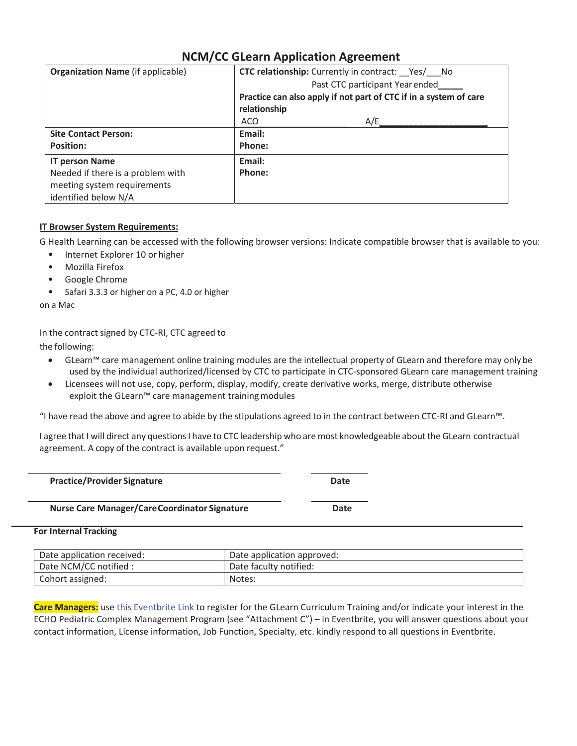# NCM/CC GLearn Application Agreement

| | |
|---|---|
| **Organization Name** (if applicable) | **CTC relationship:** Currently in contract: __Yes/___No<br>Past CTC participant Year ended_____<br>**Practice can also apply if not part of CTC if in a system of care relationship**<br>ACO___________ A/E_____________ |
| **Site Contact Person:**<br>**Position:** | **Email:**<br>**Phone:** |
| **IT person Name**<br>Needed if there is a problem with meeting system requirements identified below N/A | **Email:**<br>**Phone:** |

**IT Browser System Requirements:**

G Health Learning can be accessed with the following browser versions: Indicate compatible browser that is available to you:

- Internet Explorer 10 or higher
- Mozilla Firefox
- Google Chrome
- Safari 3.3.3 or higher on a PC, 4.0 or higher

on a Mac

In the contract signed by CTC-RI, CTC agreed to the following:

- GLearn™ care management online training modules are the intellectual property of GLearn and therefore may only be used by the individual authorized/licensed by CTC to participate in CTC-sponsored GLearn care management training
- Licensees will not use, copy, perform, display, modify, create derivative works, merge, distribute otherwise exploit the GLearn™ care management training modules

"I have read the above and agree to abide by the stipulations agreed to in the contract between CTC-RI and GLearn™.

I agree that I will direct any questions I have to CTC leadership who are most knowledgeable about the GLearn contractual agreement. A copy of the contract is available upon request."

______________________________ ____________

**Practice/Provider Signature** **Date**

______________________________ ____________

**Nurse Care Manager/Care Coordinator Signature** **Date**

**For Internal Tracking**

| | |
|---|---|
| Date application received: | Date application approved: |
| Date NCM/CC notified : | Date faculty notified: |
| Cohort assigned: | Notes: |

**Care Managers:** use this Eventbrite Link to register for the GLearn Curriculum Training and/or indicate your interest in the ECHO Pediatric Complex Management Program (see "Attachment C") – in Eventbrite, you will answer questions about your contact information, License information, Job Function, Specialty, etc. kindly respond to all questions in Eventbrite.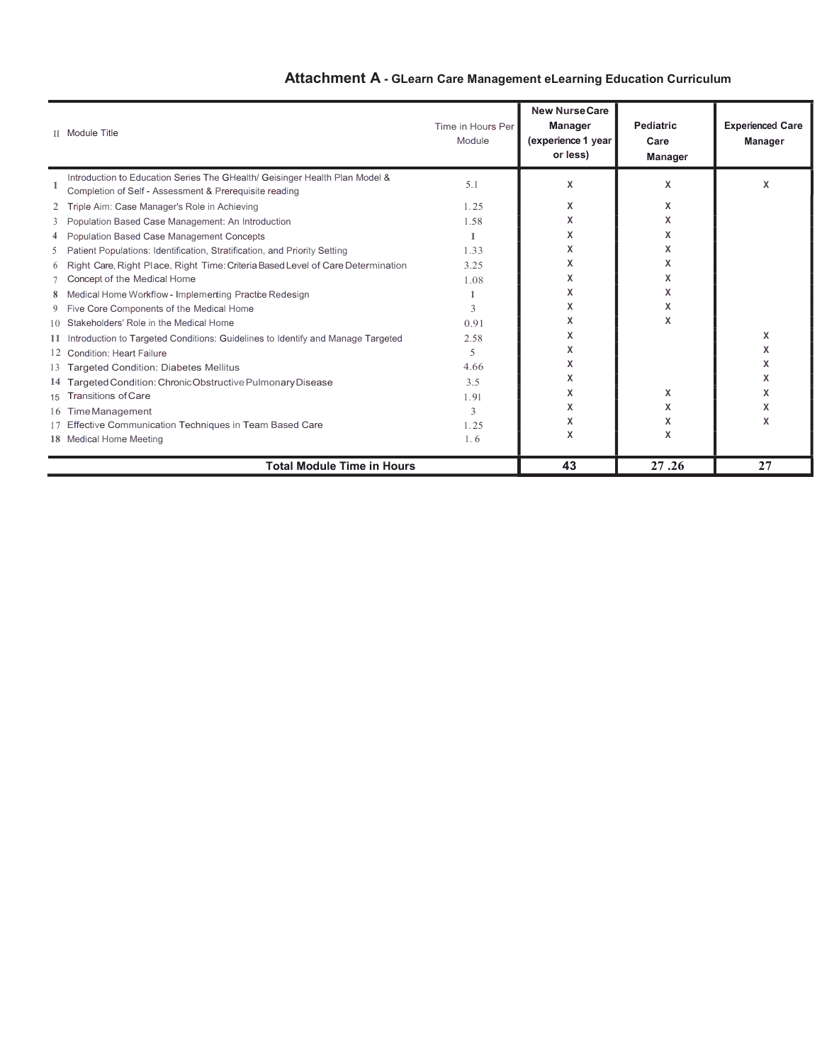## Attachment A - GLearn Care Management eLearning Education Curriculum

| II | Module Title | Time in Hours Per Module | New Nurse Care Manager (experience 1 year or less) | Pediatric Care Manager | Experienced Care Manager |
|---|---|---|---|---|---|
| 1 | Introduction to Education Series The GHealth/ Geisinger Health Plan Model & Completion of Self - Assessment & Prerequisite reading | 5.1 | X | X | X |
| 2 | Triple Aim: Case Manager's Role in Achieving | 1.25 | X | X | |
| 3 | Population Based Case Management: An Introduction | 1.58 | X | X | |
| 4 | Population Based Case Management Concepts | 1 | X | X | |
| 5 | Patient Populations: Identification, Stratification, and Priority Setting | 1.33 | X | X | |
| 6 | Right Care, Right Place, Right Time: Criteria Based Level of Care Determination | 3.25 | X | X | |
| 7 | Concept of the Medical Home | 1.08 | X | X | |
| 8 | Medical Home Workflow - Implementing Practice Redesign | 1 | X | X | |
| 9 | Five Core Components of the Medical Home | 3 | X | X | |
| 10 | Stakeholders' Role in the Medical Home | 0.91 | X | X | |
| 11 | Introduction to Targeted Conditions: Guidelines to Identify and Manage Targeted | 2.58 | X | | X |
| 12 | Condition: Heart Failure | 5 | X | | X |
| 13 | Targeted Condition: Diabetes Mellitus | 4.66 | X | | X |
| 14 | Targeted Condition: Chronic Obstructive Pulmonary Disease | 3.5 | X | | X |
| 15 | Transitions of Care | 1.91 | X | X | X |
| 16 | Time Management | 3 | X | X | X |
| 17 | Effective Communication Techniques in Team Based Care | 1.25 | X | X | X |
| 18 | Medical Home Meeting | 1.6 | X | X | |
| | **Total Module Time in Hours** | | **43** | **27.26** | **27** |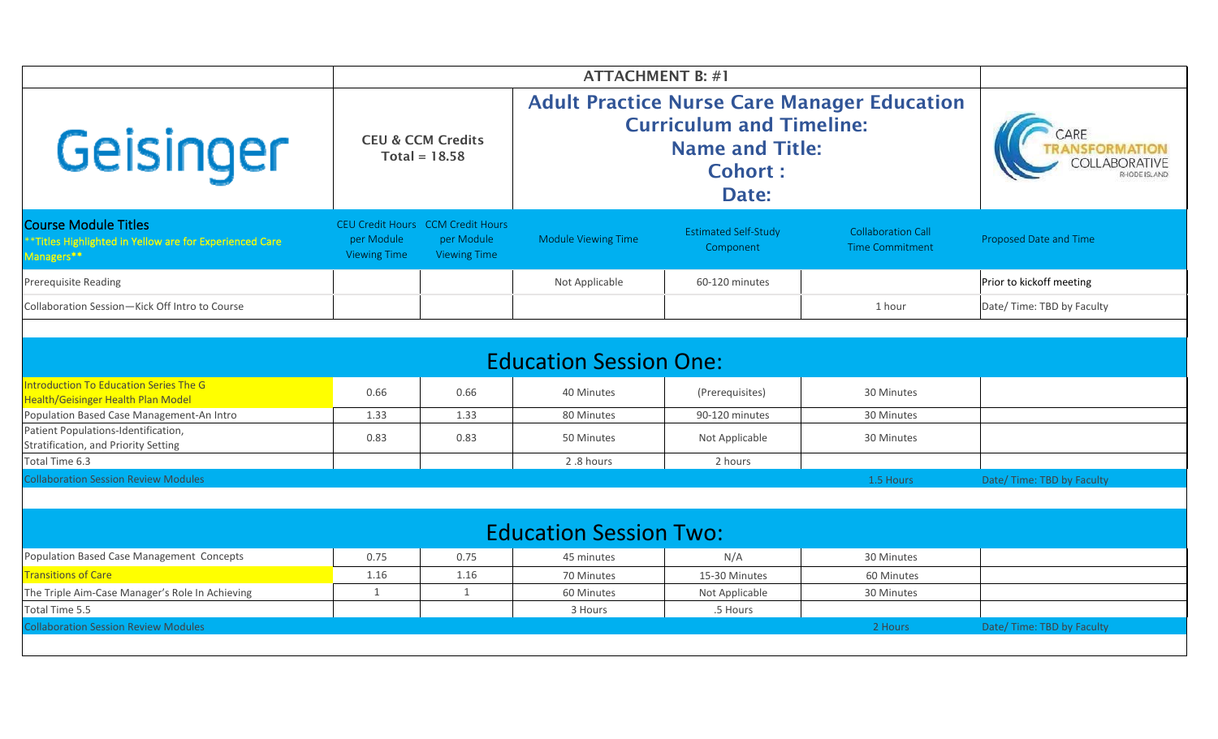| | ATTACHMENT B: #1 | | | | | |
|---|---|---|---|---|---|---|
| Geisinger | CEU & CCM Credits Total = 18.58 | | **Adult Practice Nurse Care Manager Education Curriculum and Timeline: Name and Title: Cohort : Date:** | | | CARE TRANSFORMATION COLLABORATIVE RHODE ISLAND |
| **Course Module Titles** **Titles Highlighted in Yellow are for Experienced Care Managers** | CEU Credit Hours per Module Viewing Time | CCM Credit Hours per Module Viewing Time | Module Viewing Time | Estimated Self-Study Component | Collaboration Call Time Commitment | Proposed Date and Time |
| Prerequisite Reading | | | Not Applicable | 60-120 minutes | | Prior to kickoff meeting |
| Collaboration Session—Kick Off Intro to Course | | | | | 1 hour | Date/ Time: TBD by Faculty |
| **Education Session One:** | | | | | | |
| Introduction To Education Series The G Health/Geisinger Health Plan Model | 0.66 | 0.66 | 40 Minutes | (Prerequisites) | 30 Minutes | |
| Population Based Case Management-An Intro | 1.33 | 1.33 | 80 Minutes | 90-120 minutes | 30 Minutes | |
| Patient Populations-Identification, Stratification, and Priority Setting | 0.83 | 0.83 | 50 Minutes | Not Applicable | 30 Minutes | |
| Total Time 6.3 | | | 2 .8 hours | 2 hours | | |
| Collaboration Session Review Modules | | | | | 1.5 Hours | Date/ Time: TBD by Faculty |
| **Education Session Two:** | | | | | | |
| Population Based Case Management Concepts | 0.75 | 0.75 | 45 minutes | N/A | 30 Minutes | |
| Transitions of Care | 1.16 | 1.16 | 70 Minutes | 15-30 Minutes | 60 Minutes | |
| The Triple Aim-Case Manager's Role In Achieving | 1 | 1 | 60 Minutes | Not Applicable | 30 Minutes | |
| Total Time 5.5 | | | 3 Hours | .5 Hours | | |
| Collaboration Session Review Modules | | | | | 2 Hours | Date/ Time: TBD by Faculty |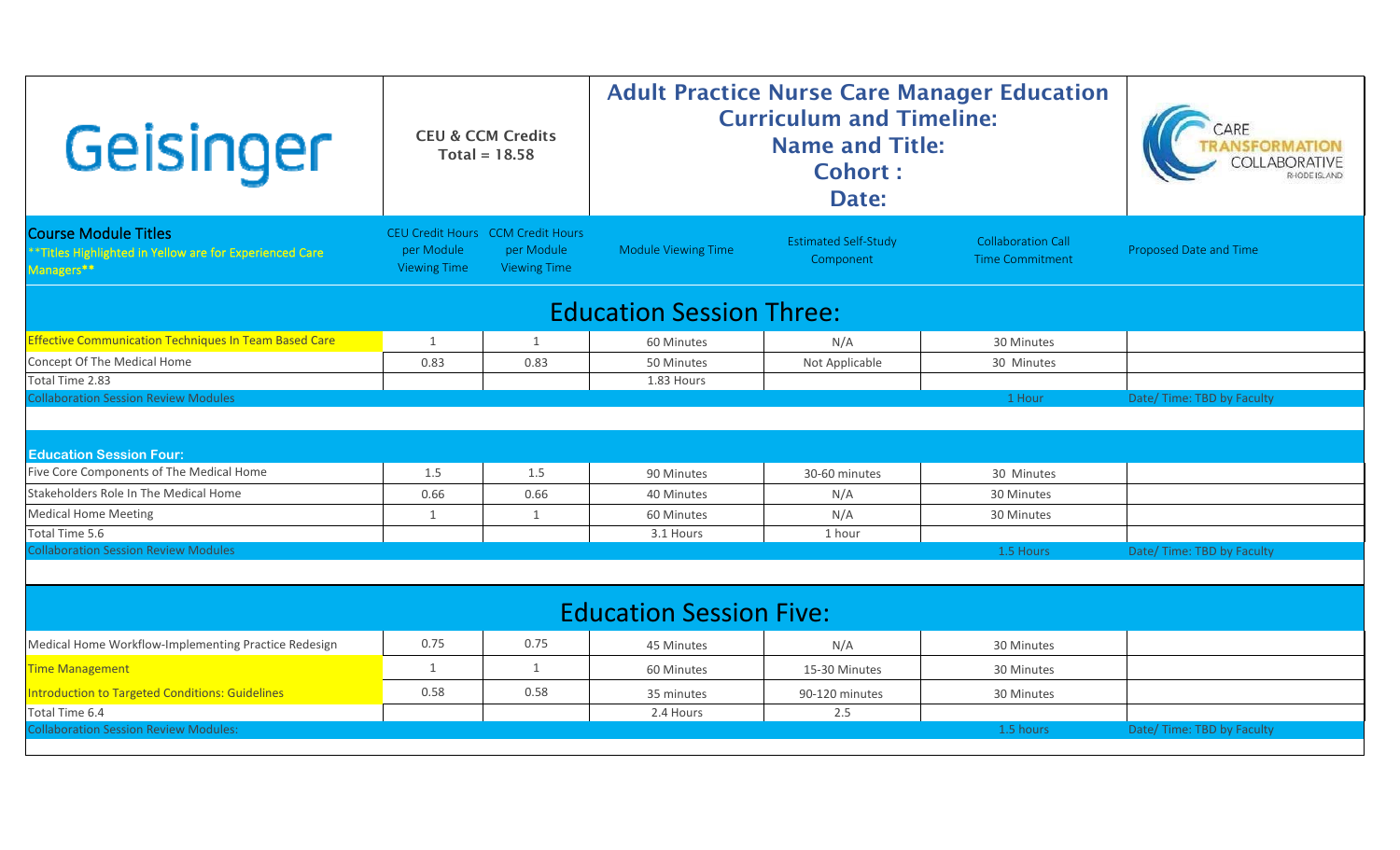| Geisinger | CEU & CCM Credits Total = 18.58 | | Adult Practice Nurse Care Manager Education Curriculum and Timeline: Name and Title: Cohort : Date: | | | CARE TRANSFORMATION COLLABORATIVE RHODE ISLAND |
|---|---|---|---|---|---|---|
| **Course Module Titles** **Titles Highlighted in Yellow are for Experienced Care Managers** | CEU Credit Hours per Module Viewing Time | CCM Credit Hours per Module Viewing Time | Module Viewing Time | Estimated Self-Study Component | Collaboration Call Time Commitment | Proposed Date and Time |
| **Education Session Three:** | | | | | | |
| Effective Communication Techniques In Team Based Care | 1 | 1 | 60 Minutes | N/A | 30 Minutes | |
| Concept Of The Medical Home | 0.83 | 0.83 | 50 Minutes | Not Applicable | 30 Minutes | |
| Total Time 2.83 | | | 1.83 Hours | | | |
| Collaboration Session Review Modules | | | | | 1 Hour | Date/ Time: TBD by Faculty |
| **Education Session Four:** | | | | | | |
| Five Core Components of The Medical Home | 1.5 | 1.5 | 90 Minutes | 30-60 minutes | 30 Minutes | |
| Stakeholders Role In The Medical Home | 0.66 | 0.66 | 40 Minutes | N/A | 30 Minutes | |
| Medical Home Meeting | 1 | 1 | 60 Minutes | N/A | 30 Minutes | |
| Total Time 5.6 | | | 3.1 Hours | 1 hour | | |
| Collaboration Session Review Modules | | | | | 1.5 Hours | Date/ Time: TBD by Faculty |
| **Education Session Five:** | | | | | | |
| Medical Home Workflow-Implementing Practice Redesign | 0.75 | 0.75 | 45 Minutes | N/A | 30 Minutes | |
| Time Management | 1 | 1 | 60 Minutes | 15-30 Minutes | 30 Minutes | |
| Introduction to Targeted Conditions: Guidelines | 0.58 | 0.58 | 35 minutes | 90-120 minutes | 30 Minutes | |
| Total Time 6.4 | | | 2.4 Hours | 2.5 | | |
| Collaboration Session Review Modules: | | | | | 1.5 hours | Date/ Time: TBD by Faculty |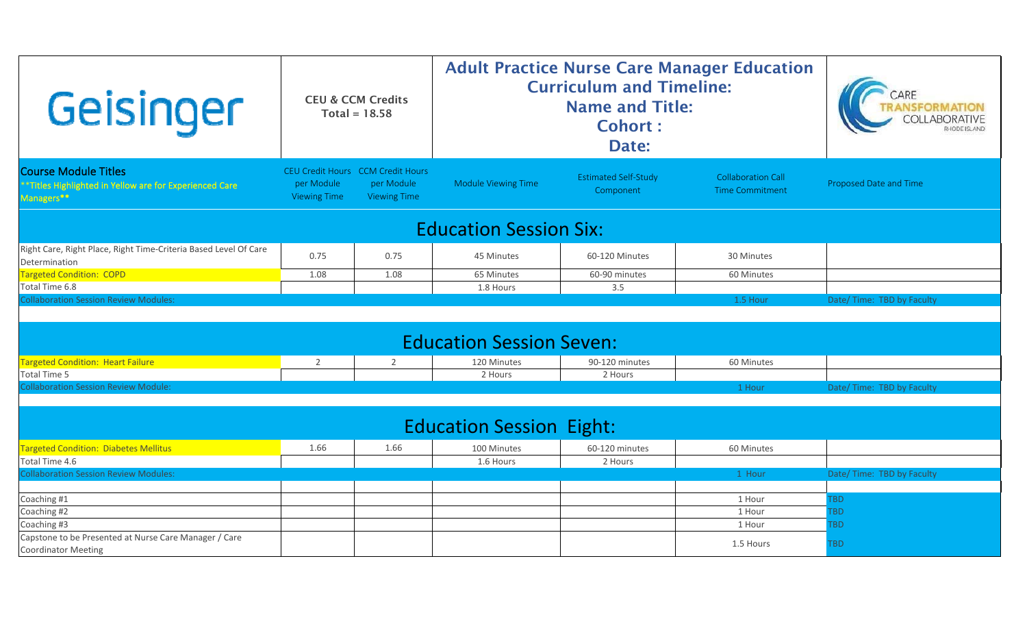| Geisinger | CEU & CCM Credits Total = 18.58 | | Adult Practice Nurse Care Manager Education Curriculum and Timeline: Name and Title: Cohort : Date: | | | CARE TRANSFORMATION COLLABORATIVE RHODE ISLAND |
|---|---|---|---|---|---|---|
| **Course Module Titles** **Titles Highlighted in Yellow are for Experienced Care Managers** | CEU Credit Hours per Module Viewing Time | CCM Credit Hours per Module Viewing Time | Module Viewing Time | Estimated Self-Study Component | Collaboration Call Time Commitment | Proposed Date and Time |
| **Education Session Six:** | | | | | | |
| Right Care, Right Place, Right Time-Criteria Based Level Of Care Determination | 0.75 | 0.75 | 45 Minutes | 60-120 Minutes | 30 Minutes | |
| Targeted Condition: COPD | 1.08 | 1.08 | 65 Minutes | 60-90 minutes | 60 Minutes | |
| Total Time 6.8 | | | 1.8 Hours | 3.5 | | |
| Collaboration Session Review Modules: | | | | | 1.5 Hour | Date/ Time: TBD by Faculty |
| **Education Session Seven:** | | | | | | |
| Targeted Condition: Heart Failure | 2 | 2 | 120 Minutes | 90-120 minutes | 60 Minutes | |
| Total Time 5 | | | 2 Hours | 2 Hours | | |
| Collaboration Session Review Module: | | | | | 1 Hour | Date/ Time: TBD by Faculty |
| **Education Session Eight:** | | | | | | |
| Targeted Condition: Diabetes Mellitus | 1.66 | 1.66 | 100 Minutes | 60-120 minutes | 60 Minutes | |
| Total Time 4.6 | | | 1.6 Hours | 2 Hours | | |
| Collaboration Session Review Modules: | | | | | 1 Hour | Date/ Time: TBD by Faculty |
| Coaching #1 | | | | | 1 Hour | TBD |
| Coaching #2 | | | | | 1 Hour | TBD |
| Coaching #3 | | | | | 1 Hour | TBD |
| Capstone to be Presented at Nurse Care Manager / Care Coordinator Meeting | | | | | 1.5 Hours | TBD |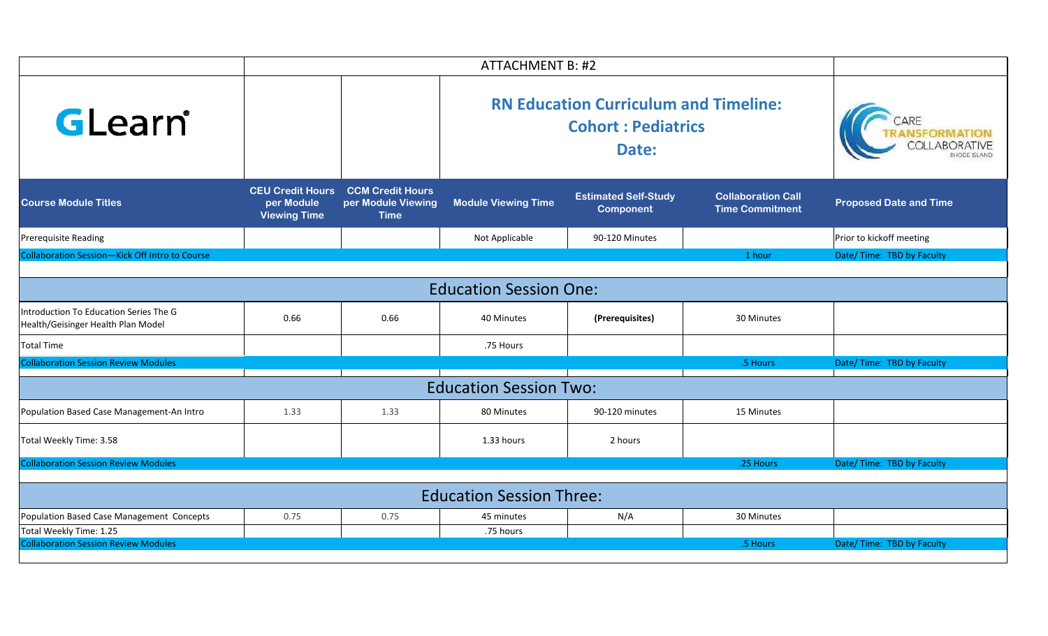ATTACHMENT B: #2

GLearn

# RN Education Curriculum and Timeline: Cohort : Pediatrics Date:

CARE TRANSFORMATION COLLABORATIVE RHODE ISLAND

| Course Module Titles | CEU Credit Hours per Module Viewing Time | CCM Credit Hours per Module Viewing Time | Module Viewing Time | Estimated Self-Study Component | Collaboration Call Time Commitment | Proposed Date and Time |
|---|---|---|---|---|---|---|
| Prerequisite Reading | | | Not Applicable | 90-120 Minutes | | Prior to kickoff meeting |
| Collaboration Session—Kick Off Intro to Course | | | | | 1 hour | Date/ Time: TBD by Faculty |
| **Education Session One:** | | | | | | |
| Introduction To Education Series The G Health/Geisinger Health Plan Model | 0.66 | 0.66 | 40 Minutes | **(Prerequisites)** | 30 Minutes | |
| Total Time | | | .75 Hours | | | |
| Collaboration Session Review Modules | | | | | .5 Hours | Date/ Time: TBD by Faculty |
| **Education Session Two:** | | | | | | |
| Population Based Case Management-An Intro | 1.33 | 1.33 | 80 Minutes | 90-120 minutes | 15 Minutes | |
| Total Weekly Time: 3.58 | | | 1.33 hours | 2 hours | | |
| Collaboration Session Review Modules | | | | | .25 Hours | Date/ Time: TBD by Faculty |
| **Education Session Three:** | | | | | | |
| Population Based Case Management Concepts | 0.75 | 0.75 | 45 minutes | N/A | 30 Minutes | |
| Total Weekly Time: 1.25 | | | .75 hours | | | |
| Collaboration Session Review Modules | | | | | .5 Hours | Date/ Time: TBD by Faculty |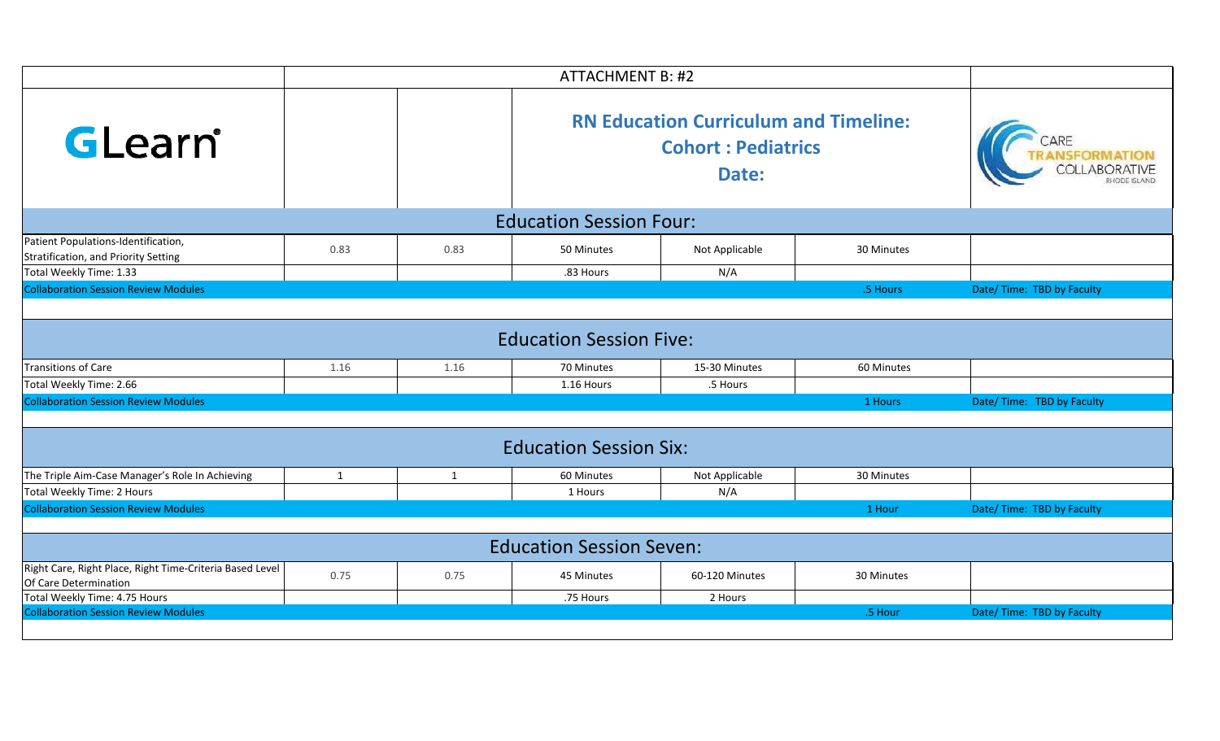| | | | ATTACHMENT B: #2 | | | |
|---|---|---|---|---|---|---|
| GLearn | | | **RN Education Curriculum and Timeline: Cohort : Pediatrics Date:** | | | CARE TRANSFORMATION COLLABORATIVE RHODE ISLAND |
| **Education Session Four:** | | | | | | |
| Patient Populations-Identification, Stratification, and Priority Setting | 0.83 | 0.83 | 50 Minutes | Not Applicable | 30 Minutes | |
| Total Weekly Time: 1.33 | | | .83 Hours | N/A | | |
| Collaboration Session Review Modules | | | | | .5 Hours | Date/ Time: TBD by Faculty |
| **Education Session Five:** | | | | | | |
| Transitions of Care | 1.16 | 1.16 | 70 Minutes | 15-30 Minutes | 60 Minutes | |
| Total Weekly Time: 2.66 | | | 1.16 Hours | .5 Hours | | |
| Collaboration Session Review Modules | | | | | 1 Hours | Date/ Time: TBD by Faculty |
| **Education Session Six:** | | | | | | |
| The Triple Aim-Case Manager's Role In Achieving | 1 | 1 | 60 Minutes | Not Applicable | 30 Minutes | |
| Total Weekly Time: 2 Hours | | | 1 Hours | N/A | | |
| Collaboration Session Review Modules | | | | | 1 Hour | Date/ Time: TBD by Faculty |
| **Education Session Seven:** | | | | | | |
| Right Care, Right Place, Right Time-Criteria Based Level Of Care Determination | 0.75 | 0.75 | 45 Minutes | 60-120 Minutes | 30 Minutes | |
| Total Weekly Time: 4.75 Hours | | | .75 Hours | 2 Hours | | |
| Collaboration Session Review Modules | | | | | .5 Hour | Date/ Time: TBD by Faculty |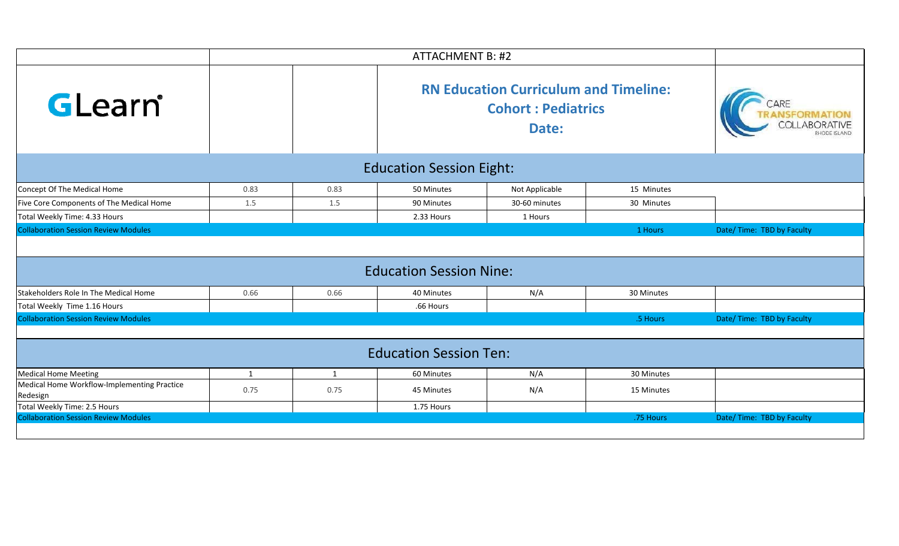| | | | ATTACHMENT B: #2 | | | |
|---|---|---|---|---|---|---|
| GLearn | | | **RN Education Curriculum and Timeline: Cohort : Pediatrics Date:** | | | CARE TRANSFORMATION COLLABORATIVE RHODE ISLAND |
| **Education Session Eight:** | | | | | | |
| Concept Of The Medical Home | 0.83 | 0.83 | 50 Minutes | Not Applicable | 15 Minutes | |
| Five Core Components of The Medical Home | 1.5 | 1.5 | 90 Minutes | 30-60 minutes | 30 Minutes | |
| Total Weekly Time: 4.33 Hours | | | 2.33 Hours | 1 Hours | | |
| Collaboration Session Review Modules | | | | | 1 Hours | Date/ Time: TBD by Faculty |
| **Education Session Nine:** | | | | | | |
| Stakeholders Role In The Medical Home | 0.66 | 0.66 | 40 Minutes | N/A | 30 Minutes | |
| Total Weekly Time 1.16 Hours | | | .66 Hours | | | |
| Collaboration Session Review Modules | | | | | .5 Hours | Date/ Time: TBD by Faculty |
| **Education Session Ten:** | | | | | | |
| Medical Home Meeting | 1 | 1 | 60 Minutes | N/A | 30 Minutes | |
| Medical Home Workflow-Implementing Practice Redesign | 0.75 | 0.75 | 45 Minutes | N/A | 15 Minutes | |
| Total Weekly Time: 2.5 Hours | | | 1.75 Hours | | | |
| Collaboration Session Review Modules | | | | | .75 Hours | Date/ Time: TBD by Faculty |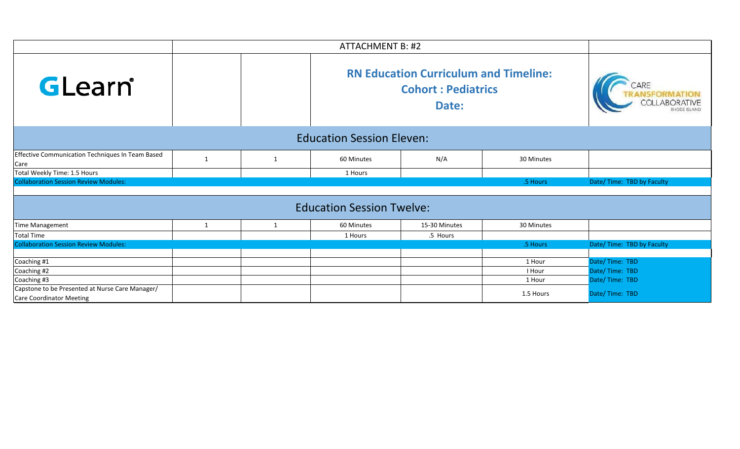ATTACHMENT B: #2

GLearn

## RN Education Curriculum and Timeline:
## Cohort : Pediatrics
## Date:

CARE TRANSFORMATION COLLABORATIVE RHODE ISLAND

### Education Session Eleven:

| | | | | | | |
|---|---|---|---|---|---|---|
| Effective Communication Techniques In Team Based Care | 1 | 1 | 60 Minutes | N/A | 30 Minutes | |
| Total Weekly Time: 1.5 Hours | | | 1 Hours | | | |
| Collaboration Session Review Modules: | | | | | .5 Hours | Date/ Time: TBD by Faculty |

### Education Session Twelve:

| | | | | | | |
|---|---|---|---|---|---|---|
| Time Management | 1 | 1 | 60 Minutes | 15-30 Minutes | 30 Minutes | |
| Total Time | | | 1 Hours | .5 Hours | | |
| Collaboration Session Review Modules: | | | | | .5 Hours | Date/ Time: TBD by Faculty |
| | | | | | | |
| Coaching #1 | | | | | 1 Hour | Date/ Time: TBD |
| Coaching #2 | | | | | I Hour | Date/ Time: TBD |
| Coaching #3 | | | | | 1 Hour | Date/ Time: TBD |
| Capstone to be Presented at Nurse Care Manager/ Care Coordinator Meeting | | | | | 1.5 Hours | Date/ Time: TBD |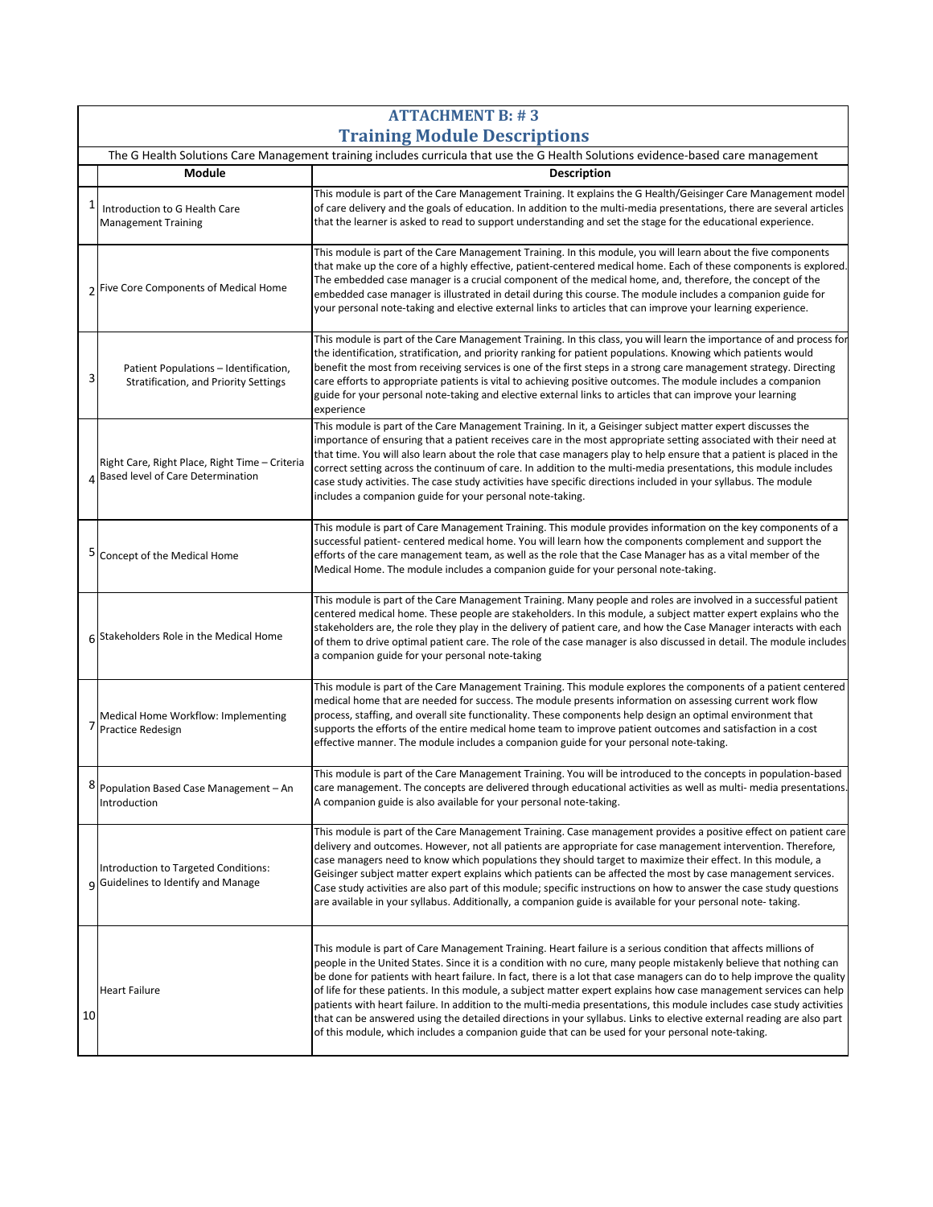# ATTACHMENT B: # 3

## Training Module Descriptions

The G Health Solutions Care Management training includes curricula that use the G Health Solutions evidence-based care management

| | Module | Description |
|---|---|---|
| 1 | Introduction to G Health Care Management Training | This module is part of the Care Management Training. It explains the G Health/Geisinger Care Management model of care delivery and the goals of education. In addition to the multi-media presentations, there are several articles that the learner is asked to read to support understanding and set the stage for the educational experience. |
| 2 | Five Core Components of Medical Home | This module is part of the Care Management Training. In this module, you will learn about the five components that make up the core of a highly effective, patient-centered medical home. Each of these components is explored. The embedded case manager is a crucial component of the medical home, and, therefore, the concept of the embedded case manager is illustrated in detail during this course. The module includes a companion guide for your personal note-taking and elective external links to articles that can improve your learning experience. |
| 3 | Patient Populations – Identification, Stratification, and Priority Settings | This module is part of the Care Management Training. In this class, you will learn the importance of and process for the identification, stratification, and priority ranking for patient populations. Knowing which patients would benefit the most from receiving services is one of the first steps in a strong care management strategy. Directing care efforts to appropriate patients is vital to achieving positive outcomes. The module includes a companion guide for your personal note-taking and elective external links to articles that can improve your learning experience |
| 4 | Right Care, Right Place, Right Time – Criteria Based level of Care Determination | This module is part of the Care Management Training. In it, a Geisinger subject matter expert discusses the importance of ensuring that a patient receives care in the most appropriate setting associated with their need at that time. You will also learn about the role that case managers play to help ensure that a patient is placed in the correct setting across the continuum of care. In addition to the multi-media presentations, this module includes case study activities. The case study activities have specific directions included in your syllabus. The module includes a companion guide for your personal note-taking. |
| 5 | Concept of the Medical Home | This module is part of Care Management Training. This module provides information on the key components of a successful patient- centered medical home. You will learn how the components complement and support the efforts of the care management team, as well as the role that the Case Manager has as a vital member of the Medical Home. The module includes a companion guide for your personal note-taking. |
| 6 | Stakeholders Role in the Medical Home | This module is part of the Care Management Training. Many people and roles are involved in a successful patient centered medical home. These people are stakeholders. In this module, a subject matter expert explains who the stakeholders are, the role they play in the delivery of patient care, and how the Case Manager interacts with each of them to drive optimal patient care. The role of the case manager is also discussed in detail. The module includes a companion guide for your personal note-taking |
| 7 | Medical Home Workflow: Implementing Practice Redesign | This module is part of the Care Management Training. This module explores the components of a patient centered medical home that are needed for success. The module presents information on assessing current work flow process, staffing, and overall site functionality. These components help design an optimal environment that supports the efforts of the entire medical home team to improve patient outcomes and satisfaction in a cost effective manner. The module includes a companion guide for your personal note-taking. |
| 8 | Population Based Case Management – An Introduction | This module is part of the Care Management Training. You will be introduced to the concepts in population-based care management. The concepts are delivered through educational activities as well as multi- media presentations. A companion guide is also available for your personal note-taking. |
| 9 | Introduction to Targeted Conditions: Guidelines to Identify and Manage | This module is part of the Care Management Training. Case management provides a positive effect on patient care delivery and outcomes. However, not all patients are appropriate for case management intervention. Therefore, case managers need to know which populations they should target to maximize their effect. In this module, a Geisinger subject matter expert explains which patients can be affected the most by case management services. Case study activities are also part of this module; specific instructions on how to answer the case study questions are available in your syllabus. Additionally, a companion guide is available for your personal note- taking. |
| 10 | Heart Failure | This module is part of Care Management Training. Heart failure is a serious condition that affects millions of people in the United States. Since it is a condition with no cure, many people mistakenly believe that nothing can be done for patients with heart failure. In fact, there is a lot that case managers can do to help improve the quality of life for these patients. In this module, a subject matter expert explains how case management services can help patients with heart failure. In addition to the multi-media presentations, this module includes case study activities that can be answered using the detailed directions in your syllabus. Links to elective external reading are also part of this module, which includes a companion guide that can be used for your personal note-taking. |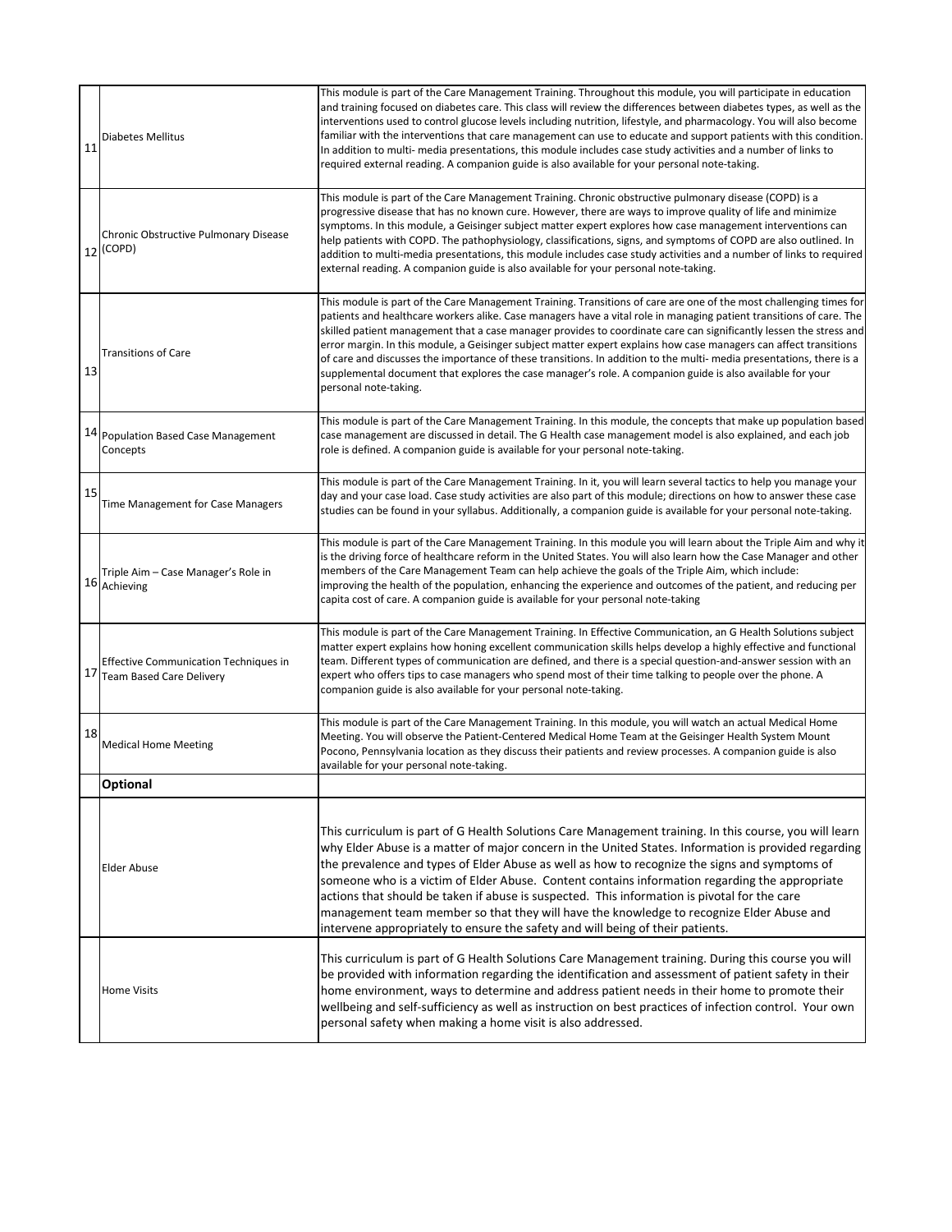| | | |
|---|---|---|
| 11 | Diabetes Mellitus | This module is part of the Care Management Training. Throughout this module, you will participate in education and training focused on diabetes care. This class will review the differences between diabetes types, as well as the interventions used to control glucose levels including nutrition, lifestyle, and pharmacology. You will also become familiar with the interventions that care management can use to educate and support patients with this condition. In addition to multi- media presentations, this module includes case study activities and a number of links to required external reading. A companion guide is also available for your personal note-taking. |
| 12 | Chronic Obstructive Pulmonary Disease (COPD) | This module is part of the Care Management Training. Chronic obstructive pulmonary disease (COPD) is a progressive disease that has no known cure. However, there are ways to improve quality of life and minimize symptoms. In this module, a Geisinger subject matter expert explores how case management interventions can help patients with COPD. The pathophysiology, classifications, signs, and symptoms of COPD are also outlined. In addition to multi-media presentations, this module includes case study activities and a number of links to required external reading. A companion guide is also available for your personal note-taking. |
| 13 | Transitions of Care | This module is part of the Care Management Training. Transitions of care are one of the most challenging times for patients and healthcare workers alike. Case managers have a vital role in managing patient transitions of care. The skilled patient management that a case manager provides to coordinate care can significantly lessen the stress and error margin. In this module, a Geisinger subject matter expert explains how case managers can affect transitions of care and discusses the importance of these transitions. In addition to the multi- media presentations, there is a supplemental document that explores the case manager's role. A companion guide is also available for your personal note-taking. |
| 14 | Population Based Case Management Concepts | This module is part of the Care Management Training. In this module, the concepts that make up population based case management are discussed in detail. The G Health case management model is also explained, and each job role is defined. A companion guide is available for your personal note-taking. |
| 15 | Time Management for Case Managers | This module is part of the Care Management Training. In it, you will learn several tactics to help you manage your day and your case load. Case study activities are also part of this module; directions on how to answer these case studies can be found in your syllabus. Additionally, a companion guide is available for your personal note-taking. |
| 16 | Triple Aim – Case Manager's Role in Achieving | This module is part of the Care Management Training. In this module you will learn about the Triple Aim and why it is the driving force of healthcare reform in the United States. You will also learn how the Case Manager and other members of the Care Management Team can help achieve the goals of the Triple Aim, which include: improving the health of the population, enhancing the experience and outcomes of the patient, and reducing per capita cost of care. A companion guide is available for your personal note-taking |
| 17 | Effective Communication Techniques in Team Based Care Delivery | This module is part of the Care Management Training. In Effective Communication, an G Health Solutions subject matter expert explains how honing excellent communication skills helps develop a highly effective and functional team. Different types of communication are defined, and there is a special question-and-answer session with an expert who offers tips to case managers who spend most of their time talking to people over the phone. A companion guide is also available for your personal note-taking. |
| 18 | Medical Home Meeting | This module is part of the Care Management Training. In this module, you will watch an actual Medical Home Meeting. You will observe the Patient-Centered Medical Home Team at the Geisinger Health System Mount Pocono, Pennsylvania location as they discuss their patients and review processes. A companion guide is also available for your personal note-taking. |
| | **Optional** | |
| | Elder Abuse | This curriculum is part of G Health Solutions Care Management training. In this course, you will learn why Elder Abuse is a matter of major concern in the United States. Information is provided regarding the prevalence and types of Elder Abuse as well as how to recognize the signs and symptoms of someone who is a victim of Elder Abuse. Content contains information regarding the appropriate actions that should be taken if abuse is suspected. This information is pivotal for the care management team member so that they will have the knowledge to recognize Elder Abuse and intervene appropriately to ensure the safety and will being of their patients. |
| | Home Visits | This curriculum is part of G Health Solutions Care Management training. During this course you will be provided with information regarding the identification and assessment of patient safety in their home environment, ways to determine and address patient needs in their home to promote their wellbeing and self-sufficiency as well as instruction on best practices of infection control. Your own personal safety when making a home visit is also addressed. |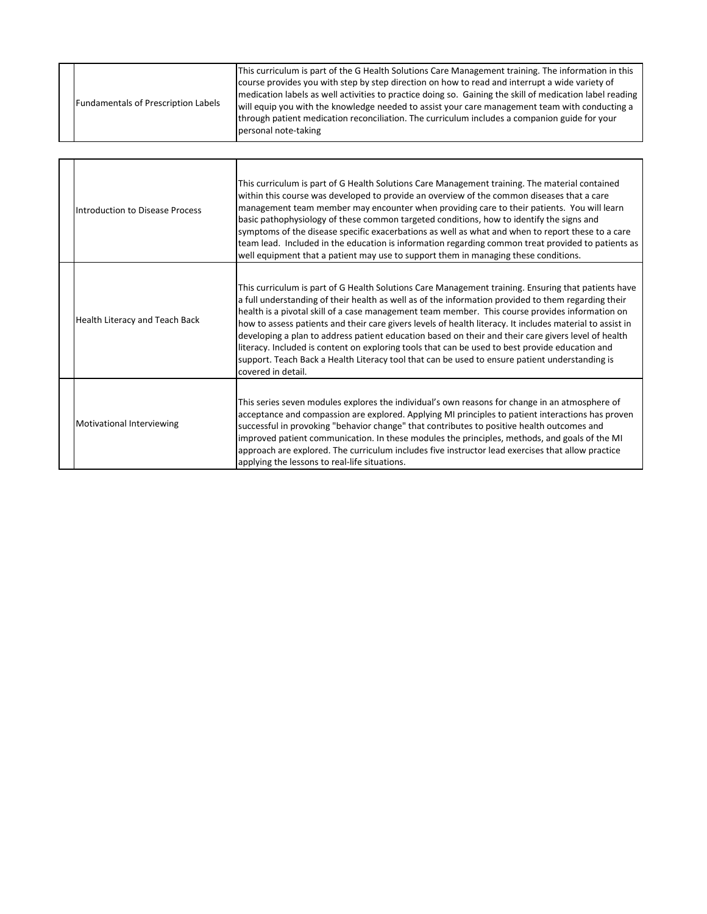| | | |
|---|---|---|
| | Fundamentals of Prescription Labels | This curriculum is part of the G Health Solutions Care Management training. The information in this course provides you with step by step direction on how to read and interrupt a wide variety of medication labels as well activities to practice doing so. Gaining the skill of medication label reading will equip you with the knowledge needed to assist your care management team with conducting a through patient medication reconciliation. The curriculum includes a companion guide for your personal note-taking |

| | | |
|---|---|---|
| | Introduction to Disease Process | This curriculum is part of G Health Solutions Care Management training. The material contained within this course was developed to provide an overview of the common diseases that a care management team member may encounter when providing care to their patients. You will learn basic pathophysiology of these common targeted conditions, how to identify the signs and symptoms of the disease specific exacerbations as well as what and when to report these to a care team lead. Included in the education is information regarding common treat provided to patients as well equipment that a patient may use to support them in managing these conditions. |
| | Health Literacy and Teach Back | This curriculum is part of G Health Solutions Care Management training. Ensuring that patients have a full understanding of their health as well as of the information provided to them regarding their health is a pivotal skill of a case management team member. This course provides information on how to assess patients and their care givers levels of health literacy. It includes material to assist in developing a plan to address patient education based on their and their care givers level of health literacy. Included is content on exploring tools that can be used to best provide education and support. Teach Back a Health Literacy tool that can be used to ensure patient understanding is covered in detail. |
| | Motivational Interviewing | This series seven modules explores the individual's own reasons for change in an atmosphere of acceptance and compassion are explored. Applying MI principles to patient interactions has proven successful in provoking "behavior change" that contributes to positive health outcomes and improved patient communication. In these modules the principles, methods, and goals of the MI approach are explored. The curriculum includes five instructor lead exercises that allow practice applying the lessons to real-life situations. |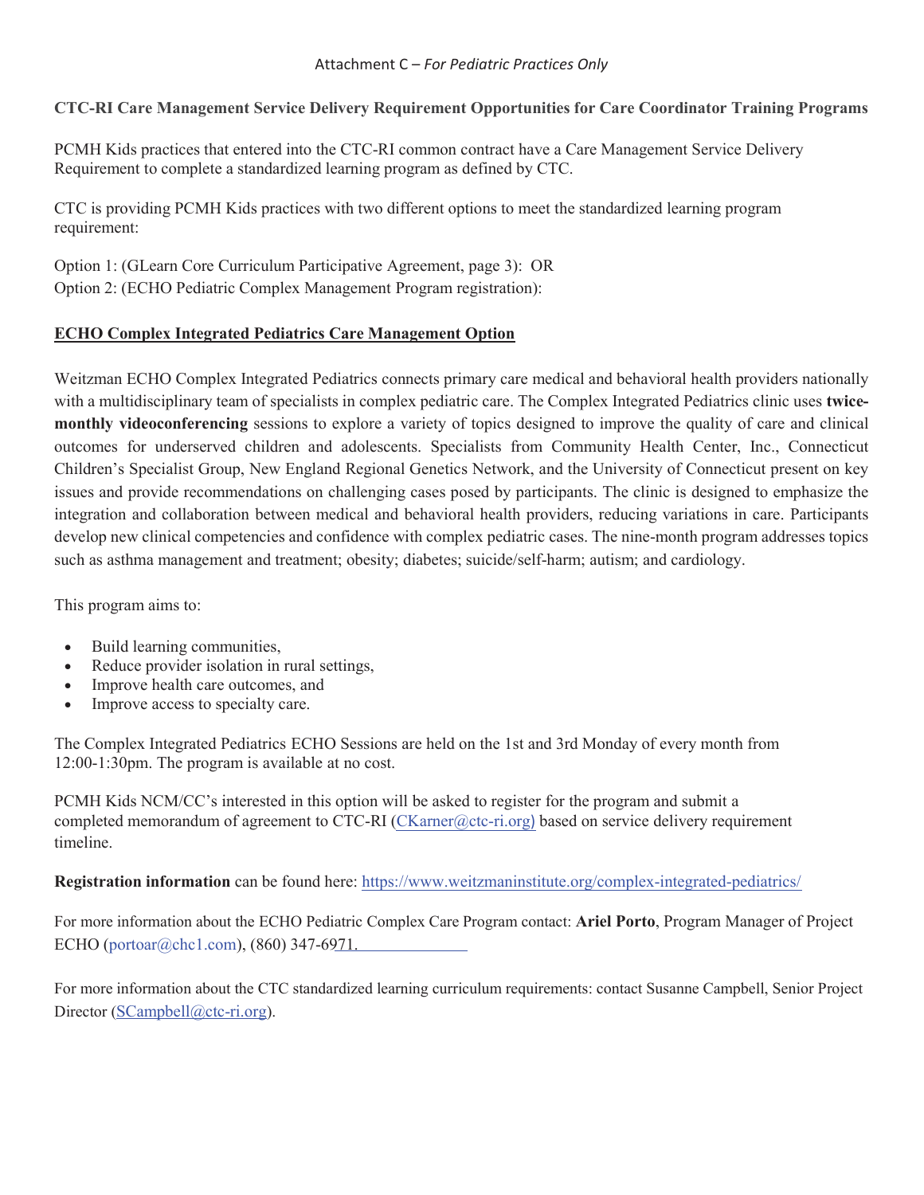Attachment C – *For Pediatric Practices Only*

**CTC-RI Care Management Service Delivery Requirement Opportunities for Care Coordinator Training Programs**

PCMH Kids practices that entered into the CTC-RI common contract have a Care Management Service Delivery Requirement to complete a standardized learning program as defined by CTC.

CTC is providing PCMH Kids practices with two different options to meet the standardized learning program requirement:

Option 1: (GLearn Core Curriculum Participative Agreement, page 3): OR
Option 2: (ECHO Pediatric Complex Management Program registration):

**ECHO Complex Integrated Pediatrics Care Management Option**

Weitzman ECHO Complex Integrated Pediatrics connects primary care medical and behavioral health providers nationally with a multidisciplinary team of specialists in complex pediatric care. The Complex Integrated Pediatrics clinic uses **twice-monthly videoconferencing** sessions to explore a variety of topics designed to improve the quality of care and clinical outcomes for underserved children and adolescents. Specialists from Community Health Center, Inc., Connecticut Children's Specialist Group, New England Regional Genetics Network, and the University of Connecticut present on key issues and provide recommendations on challenging cases posed by participants. The clinic is designed to emphasize the integration and collaboration between medical and behavioral health providers, reducing variations in care. Participants develop new clinical competencies and confidence with complex pediatric cases. The nine-month program addresses topics such as asthma management and treatment; obesity; diabetes; suicide/self-harm; autism; and cardiology.

This program aims to:

- Build learning communities,
- Reduce provider isolation in rural settings,
- Improve health care outcomes, and
- Improve access to specialty care.

The Complex Integrated Pediatrics ECHO Sessions are held on the 1st and 3rd Monday of every month from 12:00-1:30pm. The program is available at no cost.

PCMH Kids NCM/CC's interested in this option will be asked to register for the program and submit a completed memorandum of agreement to CTC-RI (CKarner@ctc-ri.org) based on service delivery requirement timeline.

**Registration information** can be found here: https://www.weitzmaninstitute.org/complex-integrated-pediatrics/

For more information about the ECHO Pediatric Complex Care Program contact: **Ariel Porto**, Program Manager of Project ECHO (portoar@chc1.com), (860) 347-6971.

For more information about the CTC standardized learning curriculum requirements: contact Susanne Campbell, Senior Project Director (SCampbell@ctc-ri.org).